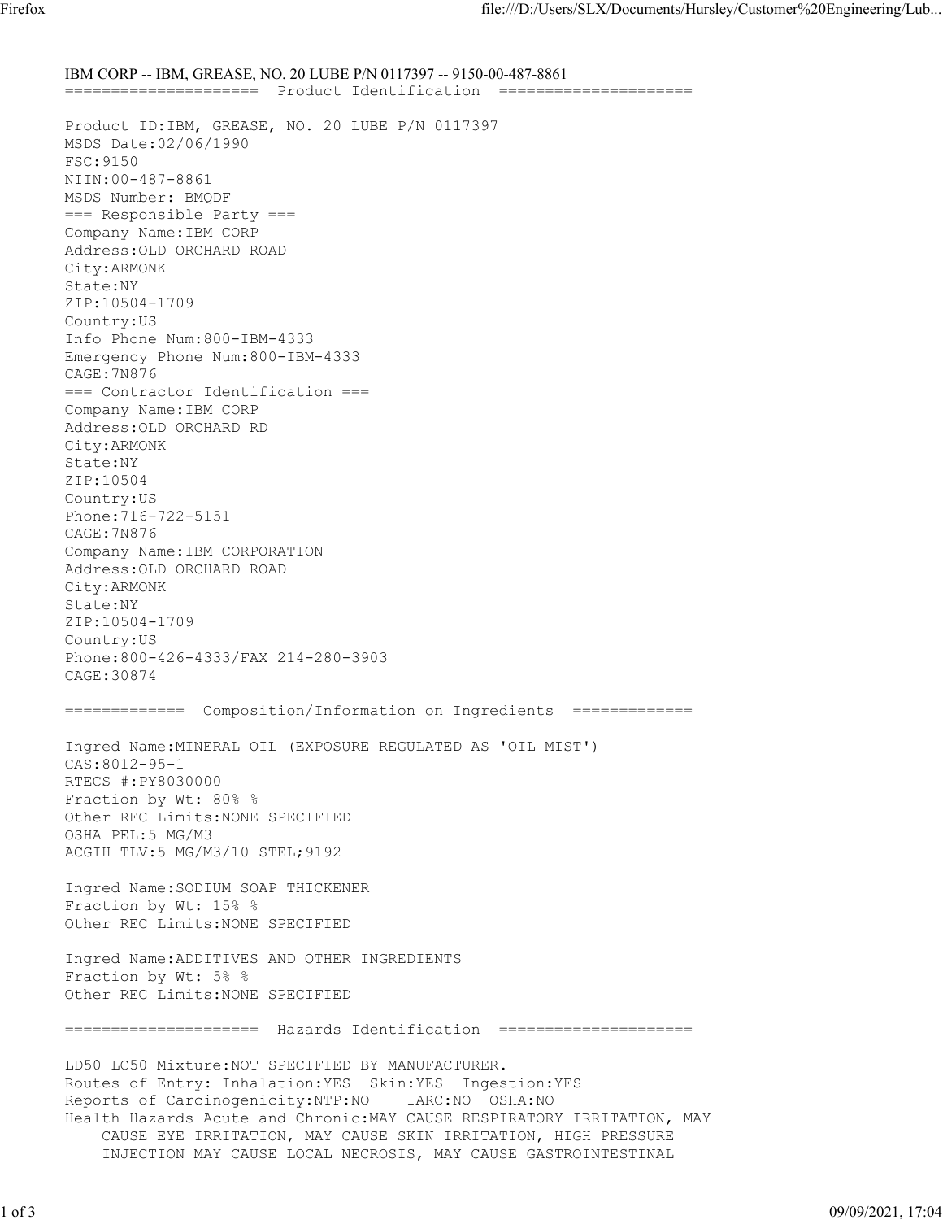IBM CORP -- IBM, GREASE, NO. 20 LUBE P/N 0117397 -- 9150-00-487-8861

## Product Identification

Product ID:IBM, GREASE, NO. 20 LUBE P/N 0117397
MSDS Date:02/06/1990
FSC:9150
NIIN:00-487-8861
MSDS Number: BMQDF

### Responsible Party

Company Name:IBM CORP
Address:OLD ORCHARD ROAD
City:ARMONK
State:NY
ZIP:10504-1709
Country:US
Info Phone Num:800-IBM-4333
Emergency Phone Num:800-IBM-4333
CAGE:7N876

### Contractor Identification

Company Name:IBM CORP
Address:OLD ORCHARD RD
City:ARMONK
State:NY
ZIP:10504
Country:US
Phone:716-722-5151
CAGE:7N876

Company Name:IBM CORPORATION
Address:OLD ORCHARD ROAD
City:ARMONK
State:NY
ZIP:10504-1709
Country:US
Phone:800-426-4333/FAX 214-280-3903
CAGE:30874

## Composition/Information on Ingredients

Ingred Name:MINERAL OIL (EXPOSURE REGULATED AS 'OIL MIST')
CAS:8012-95-1
RTECS #:PY8030000
Fraction by Wt: 80% %
Other REC Limits:NONE SPECIFIED
OSHA PEL:5 MG/M3
ACGIH TLV:5 MG/M3/10 STEL;9192

Ingred Name:SODIUM SOAP THICKENER
Fraction by Wt: 15% %
Other REC Limits:NONE SPECIFIED

Ingred Name:ADDITIVES AND OTHER INGREDIENTS
Fraction by Wt: 5% %
Other REC Limits:NONE SPECIFIED

## Hazards Identification

LD50 LC50 Mixture:NOT SPECIFIED BY MANUFACTURER.
Routes of Entry: Inhalation:YES Skin:YES Ingestion:YES
Reports of Carcinogenicity:NTP:NO IARC:NO OSHA:NO
Health Hazards Acute and Chronic:MAY CAUSE RESPIRATORY IRRITATION, MAY CAUSE EYE IRRITATION, MAY CAUSE SKIN IRRITATION, HIGH PRESSURE INJECTION MAY CAUSE LOCAL NECROSIS, MAY CAUSE GASTROINTESTINAL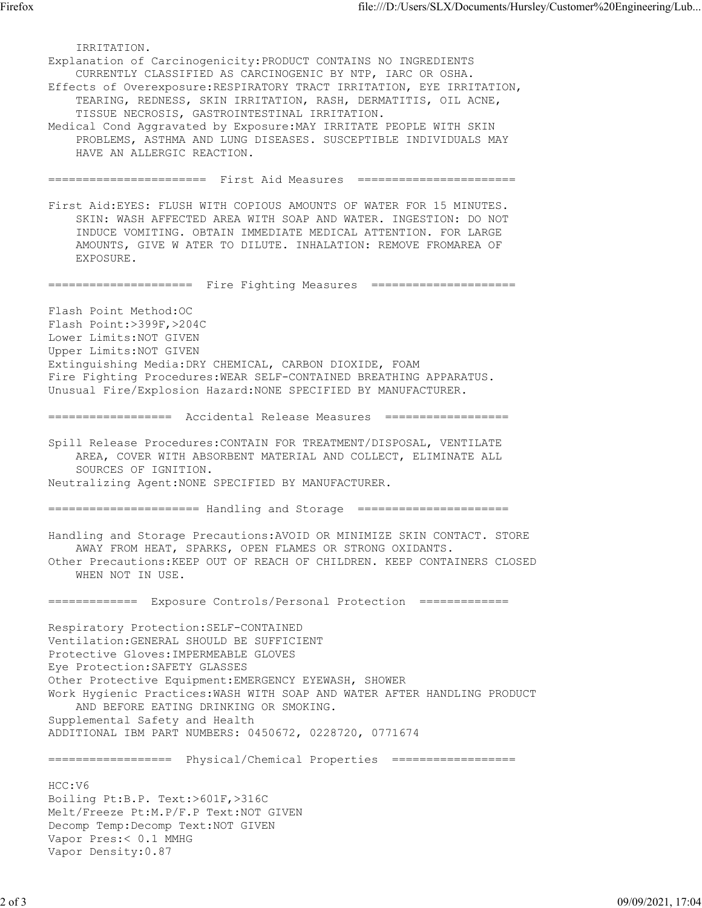IRRITATION.
Explanation of Carcinogenicity:PRODUCT CONTAINS NO INGREDIENTS CURRENTLY CLASSIFIED AS CARCINOGENIC BY NTP, IARC OR OSHA.
Effects of Overexposure:RESPIRATORY TRACT IRRITATION, EYE IRRITATION, TEARING, REDNESS, SKIN IRRITATION, RASH, DERMATITIS, OIL ACNE, TISSUE NECROSIS, GASTROINTESTINAL IRRITATION.
Medical Cond Aggravated by Exposure:MAY IRRITATE PEOPLE WITH SKIN PROBLEMS, ASTHMA AND LUNG DISEASES. SUSCEPTIBLE INDIVIDUALS MAY HAVE AN ALLERGIC REACTION.

## First Aid Measures

First Aid:EYES: FLUSH WITH COPIOUS AMOUNTS OF WATER FOR 15 MINUTES. SKIN: WASH AFFECTED AREA WITH SOAP AND WATER. INGESTION: DO NOT INDUCE VOMITING. OBTAIN IMMEDIATE MEDICAL ATTENTION. FOR LARGE AMOUNTS, GIVE W ATER TO DILUTE. INHALATION: REMOVE FROMAREA OF EXPOSURE.

## Fire Fighting Measures

Flash Point Method:OC
Flash Point:>399F,>204C
Lower Limits:NOT GIVEN
Upper Limits:NOT GIVEN
Extinguishing Media:DRY CHEMICAL, CARBON DIOXIDE, FOAM
Fire Fighting Procedures:WEAR SELF-CONTAINED BREATHING APPARATUS.
Unusual Fire/Explosion Hazard:NONE SPECIFIED BY MANUFACTURER.

## Accidental Release Measures

Spill Release Procedures:CONTAIN FOR TREATMENT/DISPOSAL, VENTILATE AREA, COVER WITH ABSORBENT MATERIAL AND COLLECT, ELIMINATE ALL SOURCES OF IGNITION.
Neutralizing Agent:NONE SPECIFIED BY MANUFACTURER.

## Handling and Storage

Handling and Storage Precautions:AVOID OR MINIMIZE SKIN CONTACT. STORE AWAY FROM HEAT, SPARKS, OPEN FLAMES OR STRONG OXIDANTS.
Other Precautions:KEEP OUT OF REACH OF CHILDREN. KEEP CONTAINERS CLOSED WHEN NOT IN USE.

## Exposure Controls/Personal Protection

Respiratory Protection:SELF-CONTAINED
Ventilation:GENERAL SHOULD BE SUFFICIENT
Protective Gloves:IMPERMEABLE GLOVES
Eye Protection:SAFETY GLASSES
Other Protective Equipment:EMERGENCY EYEWASH, SHOWER
Work Hygienic Practices:WASH WITH SOAP AND WATER AFTER HANDLING PRODUCT AND BEFORE EATING DRINKING OR SMOKING.
Supplemental Safety and Health
ADDITIONAL IBM PART NUMBERS: 0450672, 0228720, 0771674

## Physical/Chemical Properties

HCC:V6
Boiling Pt:B.P. Text:>601F,>316C
Melt/Freeze Pt:M.P/F.P Text:NOT GIVEN
Decomp Temp:Decomp Text:NOT GIVEN
Vapor Pres:< 0.1 MMHG
Vapor Density:0.87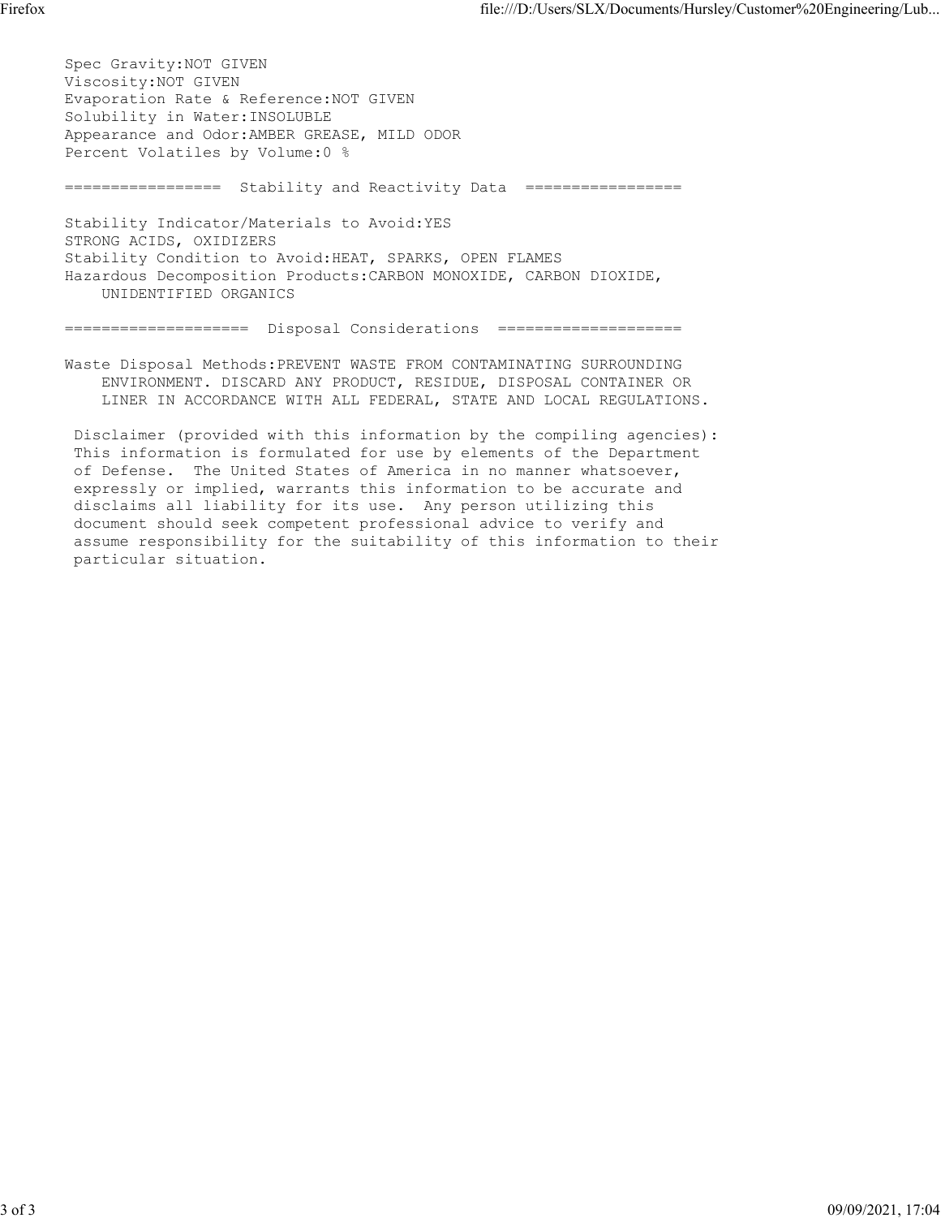Spec Gravity:NOT GIVEN
Viscosity:NOT GIVEN
Evaporation Rate & Reference:NOT GIVEN
Solubility in Water:INSOLUBLE
Appearance and Odor:AMBER GREASE, MILD ODOR
Percent Volatiles by Volume:0 %

## ================= Stability and Reactivity Data =================

Stability Indicator/Materials to Avoid:YES
STRONG ACIDS, OXIDIZERS
Stability Condition to Avoid:HEAT, SPARKS, OPEN FLAMES
Hazardous Decomposition Products:CARBON MONOXIDE, CARBON DIOXIDE, UNIDENTIFIED ORGANICS

## ==================== Disposal Considerations ====================

Waste Disposal Methods:PREVENT WASTE FROM CONTAMINATING SURROUNDING ENVIRONMENT. DISCARD ANY PRODUCT, RESIDUE, DISPOSAL CONTAINER OR LINER IN ACCORDANCE WITH ALL FEDERAL, STATE AND LOCAL REGULATIONS.

Disclaimer (provided with this information by the compiling agencies): This information is formulated for use by elements of the Department of Defense. The United States of America in no manner whatsoever, expressly or implied, warrants this information to be accurate and disclaims all liability for its use. Any person utilizing this document should seek competent professional advice to verify and assume responsibility for the suitability of this information to their particular situation.